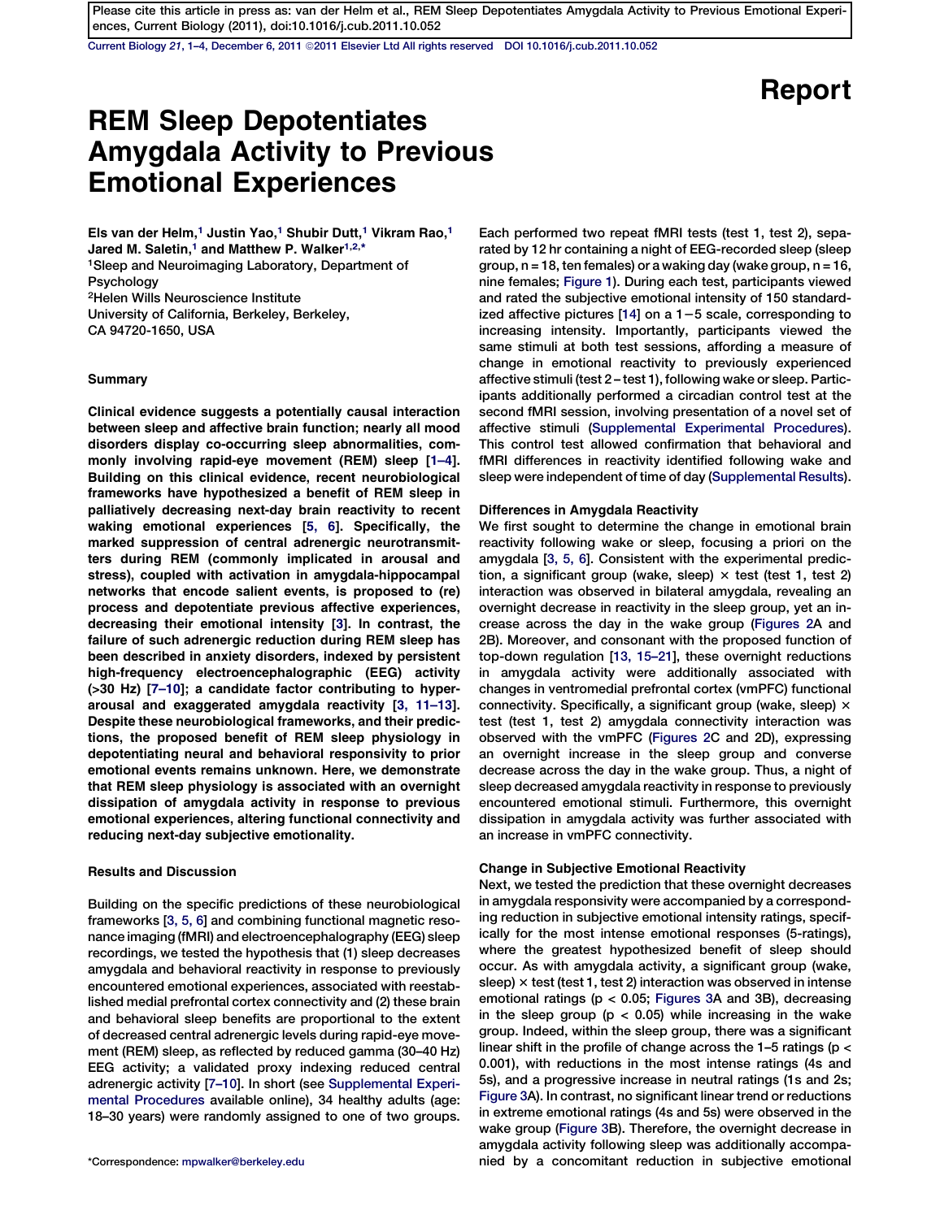Please cite this article in press as: van der Helm et al., REM Sleep Depotentiates Amygdala Activity to Previous Emotional Experiences, Current Biology (2011), doi:10.1016/j.cub.2011.10.052

Report

# REM Sleep Depotentiates Amygdala Activity to Previous Emotional Experiences

Els van der Helm,[1] Justin Yao,[1] Shubir Dutt,[1] Vikram Rao,[1] Jared M. Saletin,[1] and Matthew P. Walker[1,2,*]

[1]Sleep and Neuroimaging Laboratory, Department of Psychology

[2]Helen Wills Neuroscience Institute

University of California, Berkeley, Berkeley, CA 94720-1650, USA

## Summary

**Clinical evidence suggests a potentially causal interaction between sleep and affective brain function; nearly all mood disorders display co-occurring sleep abnormalities, commonly involving rapid-eye movement (REM) sleep [1–4]. Building on this clinical evidence, recent neurobiological frameworks have hypothesized a benefit of REM sleep in palliatively decreasing next-day brain reactivity to recent waking emotional experiences [5, 6]. Specifically, the marked suppression of central adrenergic neurotransmitters during REM (commonly implicated in arousal and stress), coupled with activation in amygdala-hippocampal networks that encode salient events, is proposed to (re) process and depotentiate previous affective experiences, decreasing their emotional intensity [3]. In contrast, the failure of such adrenergic reduction during REM sleep has been described in anxiety disorders, indexed by persistent high-frequency electroencephalographic (EEG) activity (>30 Hz) [7–10]; a candidate factor contributing to hyperarousal and exaggerated amygdala reactivity [3, 11–13]. Despite these neurobiological frameworks, and their predictions, the proposed benefit of REM sleep physiology in depotentiating neural and behavioral responsivity to prior emotional events remains unknown. Here, we demonstrate that REM sleep physiology is associated with an overnight dissipation of amygdala activity in response to previous emotional experiences, altering functional connectivity and reducing next-day subjective emotionality.**

## Results and Discussion

Building on the specific predictions of these neurobiological frameworks [3, 5, 6] and combining functional magnetic resonance imaging (fMRI) and electroencephalography (EEG) sleep recordings, we tested the hypothesis that (1) sleep decreases amygdala and behavioral reactivity in response to previously encountered emotional experiences, associated with reestablished medial prefrontal cortex connectivity and (2) these brain and behavioral sleep benefits are proportional to the extent of decreased central adrenergic levels during rapid-eye movement (REM) sleep, as reflected by reduced gamma (30–40 Hz) EEG activity; a validated proxy indexing reduced central adrenergic activity [7–10]. In short (see Supplemental Experimental Procedures available online), 34 healthy adults (age: 18–30 years) were randomly assigned to one of two groups. Each performed two repeat fMRI tests (test 1, test 2), separated by 12 hr containing a night of EEG-recorded sleep (sleep group, n = 18, ten females) or a waking day (wake group, n = 16, nine females; Figure 1). During each test, participants viewed and rated the subjective emotional intensity of 150 standardized affective pictures [14] on a 1–5 scale, corresponding to increasing intensity. Importantly, participants viewed the same stimuli at both test sessions, affording a measure of change in emotional reactivity to previously experienced affective stimuli (test 2 – test 1), following wake or sleep. Participants additionally performed a circadian control test at the second fMRI session, involving presentation of a novel set of affective stimuli (Supplemental Experimental Procedures). This control test allowed confirmation that behavioral and fMRI differences in reactivity identified following wake and sleep were independent of time of day (Supplemental Results).

### Differences in Amygdala Reactivity

We first sought to determine the change in emotional brain reactivity following wake or sleep, focusing a priori on the amygdala [3, 5, 6]. Consistent with the experimental prediction, a significant group (wake, sleep) × test (test 1, test 2) interaction was observed in bilateral amygdala, revealing an overnight decrease in reactivity in the sleep group, yet an increase across the day in the wake group (Figures 2A and 2B). Moreover, and consonant with the proposed function of top-down regulation [13, 15–21], these overnight reductions in amygdala activity were additionally associated with changes in ventromedial prefrontal cortex (vmPFC) functional connectivity. Specifically, a significant group (wake, sleep) × test (test 1, test 2) amygdala connectivity interaction was observed with the vmPFC (Figures 2C and 2D), expressing an overnight increase in the sleep group and converse decrease across the day in the wake group. Thus, a night of sleep decreased amygdala reactivity in response to previously encountered emotional stimuli. Furthermore, this overnight dissipation in amygdala activity was further associated with an increase in vmPFC connectivity.

### Change in Subjective Emotional Reactivity

Next, we tested the prediction that these overnight decreases in amygdala responsivity were accompanied by a corresponding reduction in subjective emotional intensity ratings, specifically for the most intense emotional responses (5-ratings), where the greatest hypothesized benefit of sleep should occur. As with amygdala activity, a significant group (wake, sleep) × test (test 1, test 2) interaction was observed in intense emotional ratings ($p < 0.05$; Figures 3A and 3B), decreasing in the sleep group ($p < 0.05$) while increasing in the wake group. Indeed, within the sleep group, there was a significant linear shift in the profile of change across the 1–5 ratings ($p < 0.001$), with reductions in the most intense ratings (4s and 5s), and a progressive increase in neutral ratings (1s and 2s; Figure 3A). In contrast, no significant linear trend or reductions in extreme emotional ratings (4s and 5s) were observed in the wake group (Figure 3B). Therefore, the overnight decrease in amygdala activity following sleep was additionally accompanied by a concomitant reduction in subjective emotional

*Correspondence: mpwalker@berkeley.edu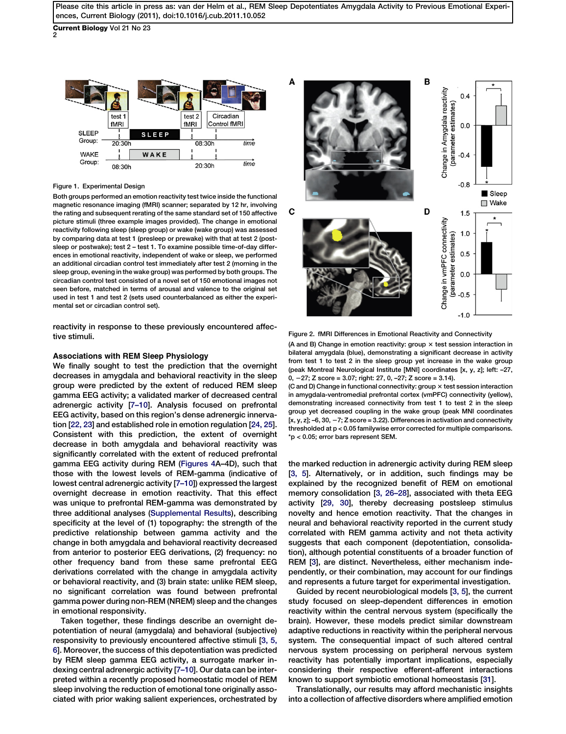Figure 1. Experimental Design

Both groups performed an emotion reactivity test twice inside the functional magnetic resonance imaging (fMRI) scanner; separated by 12 hr, involving the rating and subsequent rerating of the same standard set of 150 affective picture stimuli (three example images provided). The change in emotional reactivity following sleep (sleep group) or wake (wake group) was assessed by comparing data at test 1 (presleep or prewake) with that at test 2 (postsleep or postwake); test 2 – test 1. To examine possible time-of-day differences in emotional reactivity, independent of wake or sleep, we performed an additional circadian control test immediately after test 2 (morning in the sleep group, evening in the wake group) was performed by both groups. The circadian control test consisted of a novel set of 150 emotional images not seen before, matched in terms of arousal and valence to the original set used in test 1 and test 2 (sets used counterbalanced as either the experimental set or circadian control set).

reactivity in response to these previously encountered affective stimuli.

### Associations with REM Sleep Physiology

We finally sought to test the prediction that the overnight decreases in amygdala and behavioral reactivity in the sleep group were predicted by the extent of reduced REM sleep gamma EEG activity; a validated marker of decreased central adrenergic activity [7–10]. Analysis focused on prefrontal EEG activity, based on this region's dense adrenergic innervation [22, 23] and established role in emotion regulation [24, 25]. Consistent with this prediction, the extent of overnight decrease in both amygdala and behavioral reactivity was significantly correlated with the extent of reduced prefrontal gamma EEG activity during REM (Figures 4A–4D), such that those with the lowest levels of REM-gamma (indicative of lowest central adrenergic activity [7–10]) expressed the largest overnight decrease in emotion reactivity. That this effect was unique to prefrontal REM-gamma was demonstrated by three additional analyses (Supplemental Results), describing specificity at the level of (1) topography: the strength of the predictive relationship between gamma activity and the change in both amygdala and behavioral reactivity decreased from anterior to posterior EEG derivations, (2) frequency: no other frequency band from these same prefrontal EEG derivations correlated with the change in amygdala activity or behavioral reactivity, and (3) brain state: unlike REM sleep, no significant correlation was found between prefrontal gamma power during non-REM (NREM) sleep and the changes in emotional responsivity.

Taken together, these findings describe an overnight depotentiation of neural (amygdala) and behavioral (subjective) responsivity to previously encountered affective stimuli [3, 5, 6]. Moreover, the success of this depotentiation was predicted by REM sleep gamma EEG activity, a surrogate marker indexing central adrenergic activity [7–10]. Our data can be interpreted within a recently proposed homeostatic model of REM sleep involving the reduction of emotional tone originally associated with prior waking salient experiences, orchestrated by the marked reduction in adrenergic activity during REM sleep [3, 5]. Alternatively, or in addition, such findings may be explained by the recognized benefit of REM on emotional memory consolidation [3, 26–28], associated with theta EEG activity [29, 30], thereby decreasing postsleep stimulus novelty and hence emotion reactivity. That the changes in neural and behavioral reactivity reported in the current study correlated with REM gamma activity and not theta activity suggests that each component (depotentiation, consolidation), although potentially constituents of a broader function of REM [3], are distinct. Nevertheless, either mechanism independently, or their combination, may account for our findings and represents a future target for experimental investigation.

Guided by recent neurobiological models [3, 5], the current study focused on sleep-dependent differences in emotion reactivity within the central nervous system (specifically the brain). However, these models predict similar downstream adaptive reductions in reactivity within the peripheral nervous system. The consequential impact of such altered central nervous system processing on peripheral nervous system reactivity has potentially important implications, especially considering their respective efferent-afferent interactions known to support symbiotic emotional homeostasis [31].

Translationally, our results may afford mechanistic insights into a collection of affective disorders where amplified emotion

Figure 2. fMRI Differences in Emotional Reactivity and Connectivity

(A and B) Change in emotion reactivity: group × test session interaction in bilateral amygdala (blue), demonstrating a significant decrease in activity from test 1 to test 2 in the sleep group yet increase in the wake group (peak Montreal Neurological Institute [MNI] coordinates [x, y, z]; left: –27, 0, −27; Z score = 3.07; right: 27, 0, −27; Z score = 3.14).

(C and D) Change in functional connectivity: group × test session interaction in amygdala-ventromedial prefrontal cortex (vmPFC) connectivity (yellow), demonstrating increased connectivity from test 1 to test 2 in the sleep group yet decreased coupling in the wake group (peak MNI coordinates [x, y, z]; –6, 30, −7; Z score = 3.22). Differences in activation and connectivity thresholded at $p < 0.05$ familywise error corrected for multiple comparisons. *$p < 0.05$; error bars represent SEM.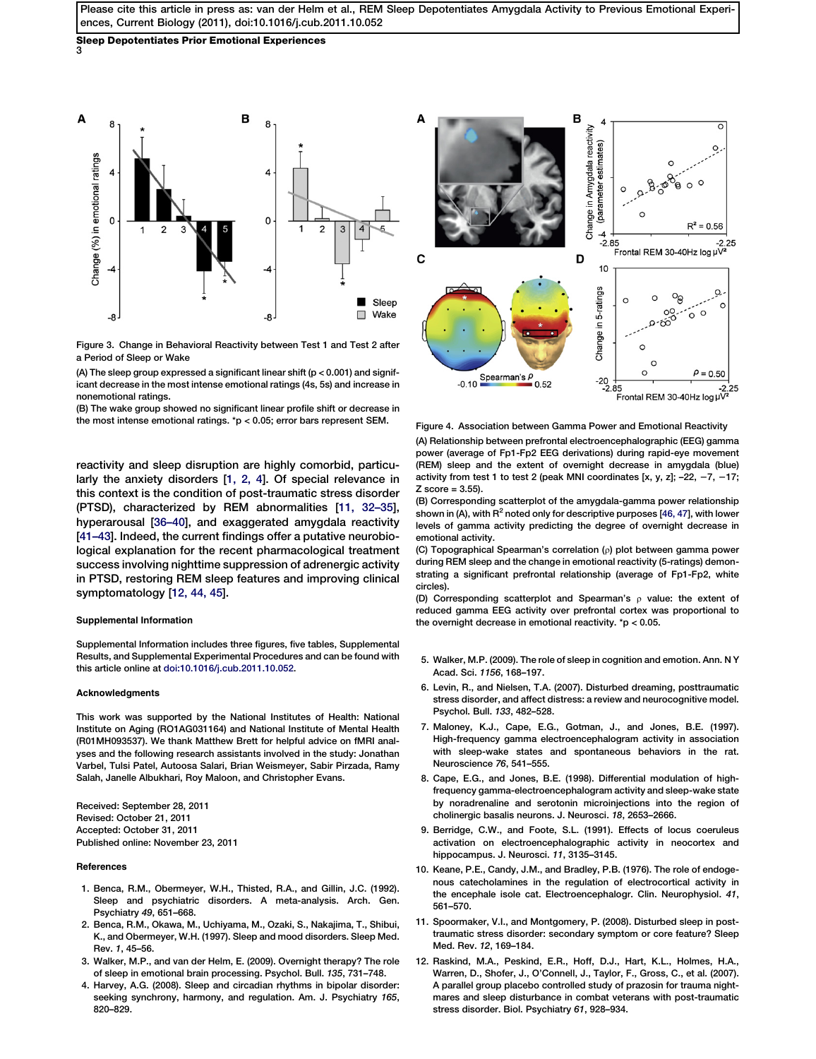Figure 3. Change in Behavioral Reactivity between Test 1 and Test 2 after a Period of Sleep or Wake

(A) The sleep group expressed a significant linear shift ($p < 0.001$) and significant decrease in the most intense emotional ratings (4s, 5s) and increase in nonemotional ratings.

(B) The wake group showed no significant linear profile shift or decrease in the most intense emotional ratings. $^*p < 0.05$; error bars represent SEM.

Figure 4. Association between Gamma Power and Emotional Reactivity

(A) Relationship between prefrontal electroencephalographic (EEG) gamma power (average of Fp1-Fp2 EEG derivations) during rapid-eye movement (REM) sleep and the extent of overnight decrease in amygdala (blue) activity from test 1 to test 2 (peak MNI coordinates [x, y, z]; −22, −7, −17; Z score = 3.55).

(B) Corresponding scatterplot of the amygdala-gamma power relationship shown in (A), with $R^2$ noted only for descriptive purposes [46, 47], with lower levels of gamma activity predicting the degree of overnight decrease in emotional activity.

(C) Topographical Spearman's correlation (ρ) plot between gamma power during REM sleep and the change in emotional reactivity (5-ratings) demonstrating a significant prefrontal relationship (average of Fp1-Fp2, white circles).

(D) Corresponding scatterplot and Spearman's ρ value: the extent of reduced gamma EEG activity over prefrontal cortex was proportional to the overnight decrease in emotional reactivity. $^*p < 0.05$.

reactivity and sleep disruption are highly comorbid, particularly the anxiety disorders [1, 2, 4]. Of special relevance in this context is the condition of post-traumatic stress disorder (PTSD), characterized by REM abnormalities [11, 32–35], hyperarousal [36–40], and exaggerated amygdala reactivity [41–43]. Indeed, the current findings offer a putative neurobiological explanation for the recent pharmacological treatment success involving nighttime suppression of adrenergic activity in PTSD, restoring REM sleep features and improving clinical symptomatology [12, 44, 45].

### Supplemental Information

Supplemental Information includes three figures, five tables, Supplemental Results, and Supplemental Experimental Procedures and can be found with this article online at doi:10.1016/j.cub.2011.10.052.

### Acknowledgments

This work was supported by the National Institutes of Health: National Institute on Aging (RO1AG031164) and National Institute of Mental Health (R01MH093537). We thank Matthew Brett for helpful advice on fMRI analyses and the following research assistants involved in the study: Jonathan Varbel, Tulsi Patel, Autoosa Salari, Brian Weismeyer, Sabir Pirzada, Ramy Salah, Janelle Albukhari, Roy Maloon, and Christopher Evans.

Received: September 28, 2011
Revised: October 21, 2011
Accepted: October 31, 2011
Published online: November 23, 2011

### References

1. Benca, R.M., Obermeyer, W.H., Thisted, R.A., and Gillin, J.C. (1992). Sleep and psychiatric disorders. A meta-analysis. Arch. Gen. Psychiatry *49*, 651–668.
2. Benca, R.M., Okawa, M., Uchiyama, M., Ozaki, S., Nakajima, T., Shibui, K., and Obermeyer, W.H. (1997). Sleep and mood disorders. Sleep Med. Rev. *1*, 45–56.
3. Walker, M.P., and van der Helm, E. (2009). Overnight therapy? The role of sleep in emotional brain processing. Psychol. Bull. *135*, 731–748.
4. Harvey, A.G. (2008). Sleep and circadian rhythms in bipolar disorder: seeking synchrony, harmony, and regulation. Am. J. Psychiatry *165*, 820–829.
5. Walker, M.P. (2009). The role of sleep in cognition and emotion. Ann. N Y Acad. Sci. *1156*, 168–197.
6. Levin, R., and Nielsen, T.A. (2007). Disturbed dreaming, posttraumatic stress disorder, and affect distress: a review and neurocognitive model. Psychol. Bull. *133*, 482–528.
7. Maloney, K.J., Cape, E.G., Gotman, J., and Jones, B.E. (1997). High-frequency gamma electroencephalogram activity in association with sleep-wake states and spontaneous behaviors in the rat. Neuroscience *76*, 541–555.
8. Cape, E.G., and Jones, B.E. (1998). Differential modulation of high-frequency gamma-electroencephalogram activity and sleep-wake state by noradrenaline and serotonin microinjections into the region of cholinergic basalis neurons. J. Neurosci. *18*, 2653–2666.
9. Berridge, C.W., and Foote, S.L. (1991). Effects of locus coeruleus activation on electroencephalographic activity in neocortex and hippocampus. J. Neurosci. *11*, 3135–3145.
10. Keane, P.E., Candy, J.M., and Bradley, P.B. (1976). The role of endogenous catecholamines in the regulation of electrocortical activity in the encephale isole cat. Electroencephalogr. Clin. Neurophysiol. *41*, 561–570.
11. Spoormaker, V.I., and Montgomery, P. (2008). Disturbed sleep in post-traumatic stress disorder: secondary symptom or core feature? Sleep Med. Rev. *12*, 169–184.
12. Raskind, M.A., Peskind, E.R., Hoff, D.J., Hart, K.L., Holmes, H.A., Warren, D., Shofer, J., O'Connell, J., Taylor, F., Gross, C., et al. (2007). A parallel group placebo controlled study of prazosin for trauma nightmares and sleep disturbance in combat veterans with post-traumatic stress disorder. Biol. Psychiatry *61*, 928–934.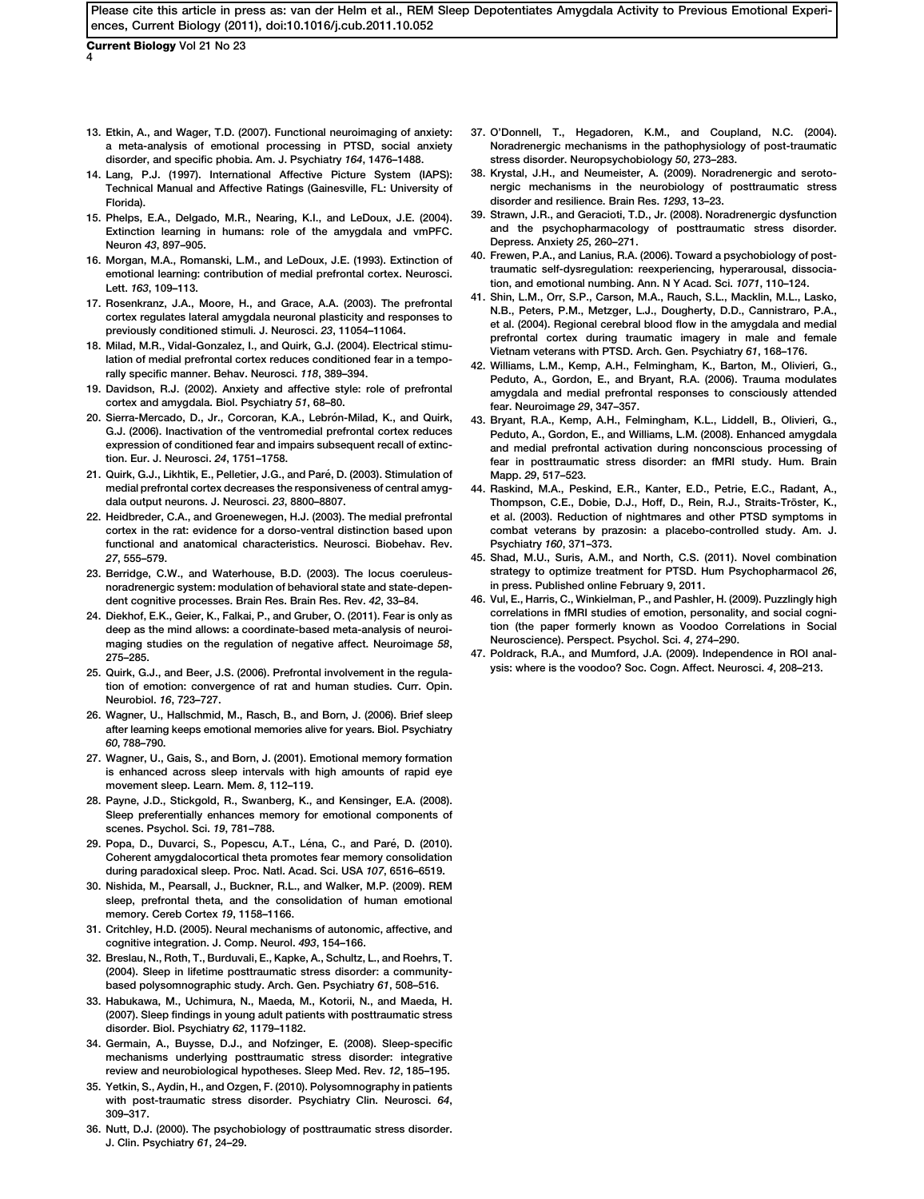13. Etkin, A., and Wager, T.D. (2007). Functional neuroimaging of anxiety: a meta-analysis of emotional processing in PTSD, social anxiety disorder, and specific phobia. Am. J. Psychiatry *164*, 1476–1488.
14. Lang, P.J. (1997). International Affective Picture System (IAPS): Technical Manual and Affective Ratings (Gainesville, FL: University of Florida).
15. Phelps, E.A., Delgado, M.R., Nearing, K.I., and LeDoux, J.E. (2004). Extinction learning in humans: role of the amygdala and vmPFC. Neuron *43*, 897–905.
16. Morgan, M.A., Romanski, L.M., and LeDoux, J.E. (1993). Extinction of emotional learning: contribution of medial prefrontal cortex. Neurosci. Lett. *163*, 109–113.
17. Rosenkranz, J.A., Moore, H., and Grace, A.A. (2003). The prefrontal cortex regulates lateral amygdala neuronal plasticity and responses to previously conditioned stimuli. J. Neurosci. *23*, 11054–11064.
18. Milad, M.R., Vidal-Gonzalez, I., and Quirk, G.J. (2004). Electrical stimulation of medial prefrontal cortex reduces conditioned fear in a temporally specific manner. Behav. Neurosci. *118*, 389–394.
19. Davidson, R.J. (2002). Anxiety and affective style: role of prefrontal cortex and amygdala. Biol. Psychiatry *51*, 68–80.
20. Sierra-Mercado, D., Jr., Corcoran, K.A., Lebrón-Milad, K., and Quirk, G.J. (2006). Inactivation of the ventromedial prefrontal cortex reduces expression of conditioned fear and impairs subsequent recall of extinction. Eur. J. Neurosci. *24*, 1751–1758.
21. Quirk, G.J., Likhtik, E., Pelletier, J.G., and Paré, D. (2003). Stimulation of medial prefrontal cortex decreases the responsiveness of central amygdala output neurons. J. Neurosci. *23*, 8800–8807.
22. Heidbreder, C.A., and Groenewegen, H.J. (2003). The medial prefrontal cortex in the rat: evidence for a dorso-ventral distinction based upon functional and anatomical characteristics. Neurosci. Biobehav. Rev. *27*, 555–579.
23. Berridge, C.W., and Waterhouse, B.D. (2003). The locus coeruleus-noradrenergic system: modulation of behavioral state and state-dependent cognitive processes. Brain Res. Brain Res. Rev. *42*, 33–84.
24. Diekhof, E.K., Geier, K., Falkai, P., and Gruber, O. (2011). Fear is only as deep as the mind allows: a coordinate-based meta-analysis of neuroimaging studies on the regulation of negative affect. Neuroimage *58*, 275–285.
25. Quirk, G.J., and Beer, J.S. (2006). Prefrontal involvement in the regulation of emotion: convergence of rat and human studies. Curr. Opin. Neurobiol. *16*, 723–727.
26. Wagner, U., Hallschmid, M., Rasch, B., and Born, J. (2006). Brief sleep after learning keeps emotional memories alive for years. Biol. Psychiatry *60*, 788–790.
27. Wagner, U., Gais, S., and Born, J. (2001). Emotional memory formation is enhanced across sleep intervals with high amounts of rapid eye movement sleep. Learn. Mem. *8*, 112–119.
28. Payne, J.D., Stickgold, R., Swanberg, K., and Kensinger, E.A. (2008). Sleep preferentially enhances memory for emotional components of scenes. Psychol. Sci. *19*, 781–788.
29. Popa, D., Duvarci, S., Popescu, A.T., Léna, C., and Paré, D. (2010). Coherent amygdalocortical theta promotes fear memory consolidation during paradoxical sleep. Proc. Natl. Acad. Sci. USA *107*, 6516–6519.
30. Nishida, M., Pearsall, J., Buckner, R.L., and Walker, M.P. (2009). REM sleep, prefrontal theta, and the consolidation of human emotional memory. Cereb Cortex *19*, 1158–1166.
31. Critchley, H.D. (2005). Neural mechanisms of autonomic, affective, and cognitive integration. J. Comp. Neurol. *493*, 154–166.
32. Breslau, N., Roth, T., Burduvali, E., Kapke, A., Schultz, L., and Roehrs, T. (2004). Sleep in lifetime posttraumatic stress disorder: a community-based polysomnographic study. Arch. Gen. Psychiatry *61*, 508–516.
33. Habukawa, M., Uchimura, N., Maeda, M., Kotorii, N., and Maeda, H. (2007). Sleep findings in young adult patients with posttraumatic stress disorder. Biol. Psychiatry *62*, 1179–1182.
34. Germain, A., Buysse, D.J., and Nofzinger, E. (2008). Sleep-specific mechanisms underlying posttraumatic stress disorder: integrative review and neurobiological hypotheses. Sleep Med. Rev. *12*, 185–195.
35. Yetkin, S., Aydin, H., and Ozgen, F. (2010). Polysomnography in patients with post-traumatic stress disorder. Psychiatry Clin. Neurosci. *64*, 309–317.
36. Nutt, D.J. (2000). The psychobiology of posttraumatic stress disorder. J. Clin. Psychiatry *61*, 24–29.
37. O'Donnell, T., Hegadoren, K.M., and Coupland, N.C. (2004). Noradrenergic mechanisms in the pathophysiology of post-traumatic stress disorder. Neuropsychobiology *50*, 273–283.
38. Krystal, J.H., and Neumeister, A. (2009). Noradrenergic and serotonergic mechanisms in the neurobiology of posttraumatic stress disorder and resilience. Brain Res. *1293*, 13–23.
39. Strawn, J.R., and Geracioti, T.D., Jr. (2008). Noradrenergic dysfunction and the psychopharmacology of posttraumatic stress disorder. Depress. Anxiety *25*, 260–271.
40. Frewen, P.A., and Lanius, R.A. (2006). Toward a psychobiology of posttraumatic self-dysregulation: reexperiencing, hyperarousal, dissociation, and emotional numbing. Ann. N Y Acad. Sci. *1071*, 110–124.
41. Shin, L.M., Orr, S.P., Carson, M.A., Rauch, S.L., Macklin, M.L., Lasko, N.B., Peters, P.M., Metzger, L.J., Dougherty, D.D., Cannistraro, P.A., et al. (2004). Regional cerebral blood flow in the amygdala and medial prefrontal cortex during traumatic imagery in male and female Vietnam veterans with PTSD. Arch. Gen. Psychiatry *61*, 168–176.
42. Williams, L.M., Kemp, A.H., Felmingham, K., Barton, M., Olivieri, G., Peduto, A., Gordon, E., and Bryant, R.A. (2006). Trauma modulates amygdala and medial prefrontal responses to consciously attended fear. Neuroimage *29*, 347–357.
43. Bryant, R.A., Kemp, A.H., Felmingham, K.L., Liddell, B., Olivieri, G., Peduto, A., Gordon, E., and Williams, L.M. (2008). Enhanced amygdala and medial prefrontal activation during nonconscious processing of fear in posttraumatic stress disorder: an fMRI study. Hum. Brain Mapp. *29*, 517–523.
44. Raskind, M.A., Peskind, E.R., Kanter, E.D., Petrie, E.C., Radant, A., Thompson, C.E., Dobie, D.J., Hoff, D., Rein, R.J., Straits-Tröster, K., et al. (2003). Reduction of nightmares and other PTSD symptoms in combat veterans by prazosin: a placebo-controlled study. Am. J. Psychiatry *160*, 371–373.
45. Shad, M.U., Suris, A.M., and North, C.S. (2011). Novel combination strategy to optimize treatment for PTSD. Hum Psychopharmacol *26*, in press. Published online February 9, 2011.
46. Vul, E., Harris, C., Winkielman, P., and Pashler, H. (2009). Puzzlingly high correlations in fMRI studies of emotion, personality, and social cognition (the paper formerly known as Voodoo Correlations in Social Neuroscience). Perspect. Psychol. Sci. *4*, 274–290.
47. Poldrack, R.A., and Mumford, J.A. (2009). Independence in ROI analysis: where is the voodoo? Soc. Cogn. Affect. Neurosci. *4*, 208–213.